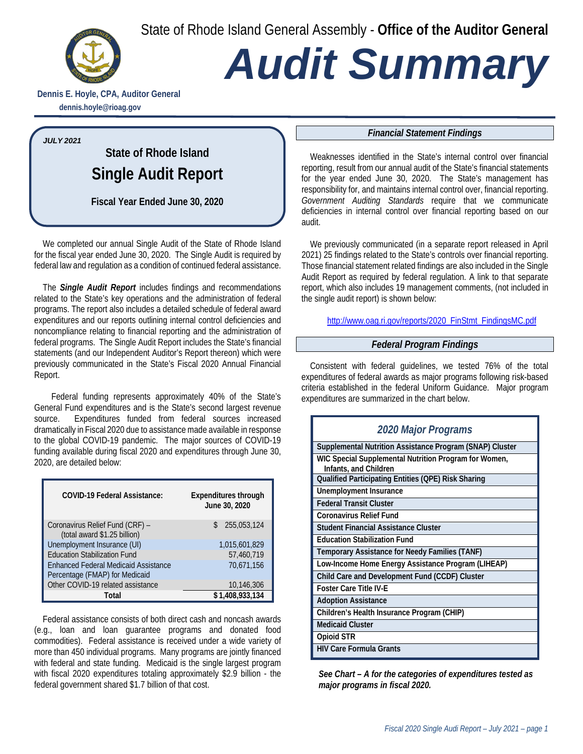State of Rhode Island General Assembly - **Office of the Auditor General**

# Audit Summary

**Dennis E. Hoyle, CPA, Auditor General**
**dennis.hoyle@rioag.gov**

*JULY 2021*

## State of Rhode Island
## Single Audit Report

**Fiscal Year Ended June 30, 2020**

We completed our annual Single Audit of the State of Rhode Island for the fiscal year ended June 30, 2020. The Single Audit is required by federal law and regulation as a condition of continued federal assistance.

The ***Single Audit Report*** includes findings and recommendations related to the State's key operations and the administration of federal programs. The report also includes a detailed schedule of federal award expenditures and our reports outlining internal control deficiencies and noncompliance relating to financial reporting and the administration of federal programs. The Single Audit Report includes the State's financial statements (and our Independent Auditor's Report thereon) which were previously communicated in the State's Fiscal 2020 Annual Financial Report.

Federal funding represents approximately 40% of the State's General Fund expenditures and is the State's second largest revenue source. Expenditures funded from federal sources increased dramatically in Fiscal 2020 due to assistance made available in response to the global COVID-19 pandemic. The major sources of COVID-19 funding available during fiscal 2020 and expenditures through June 30, 2020, are detailed below:

| COVID-19 Federal Assistance: | Expenditures through June 30, 2020 |
|---|---|
| Coronavirus Relief Fund (CRF) – (total award $1.25 billion) | $ 255,053,124 |
| Unemployment Insurance (UI) | 1,015,601,829 |
| Education Stabilization Fund | 57,460,719 |
| Enhanced Federal Medicaid Assistance Percentage (FMAP) for Medicaid | 70,671,156 |
| Other COVID-19 related assistance | 10,146,306 |
| **Total** | **$ 1,408,933,134** |

Federal assistance consists of both direct cash and noncash awards (e.g., loan and loan guarantee programs and donated food commodities). Federal assistance is received under a wide variety of more than 450 individual programs. Many programs are jointly financed with federal and state funding. Medicaid is the single largest program with fiscal 2020 expenditures totaling approximately $2.9 billion - the federal government shared $1.7 billion of that cost.

### *Financial Statement Findings*

Weaknesses identified in the State's internal control over financial reporting, result from our annual audit of the State's financial statements for the year ended June 30, 2020. The State's management has responsibility for, and maintains internal control over, financial reporting. *Government Auditing Standards* require that we communicate deficiencies in internal control over financial reporting based on our audit.

We previously communicated (in a separate report released in April 2021) 25 findings related to the State's controls over financial reporting. Those financial statement related findings are also included in the Single Audit Report as required by federal regulation. A link to that separate report, which also includes 19 management comments, (not included in the single audit report) is shown below:

http://www.oag.ri.gov/reports/2020_FinStmt_FindingsMC.pdf

### *Federal Program Findings*

Consistent with federal guidelines, we tested 76% of the total expenditures of federal awards as major programs following risk-based criteria established in the federal Uniform Guidance. Major program expenditures are summarized in the chart below.

| *2020 Major Programs* |
|---|
| Supplemental Nutrition Assistance Program (SNAP) Cluster |
| WIC Special Supplemental Nutrition Program for Women, Infants, and Children |
| Qualified Participating Entities (QPE) Risk Sharing |
| Unemployment Insurance |
| Federal Transit Cluster |
| Coronavirus Relief Fund |
| Student Financial Assistance Cluster |
| Education Stabilization Fund |
| Temporary Assistance for Needy Families (TANF) |
| Low-Income Home Energy Assistance Program (LIHEAP) |
| Child Care and Development Fund (CCDF) Cluster |
| Foster Care Title IV-E |
| Adoption Assistance |
| Children's Health Insurance Program (CHIP) |
| Medicaid Cluster |
| Opioid STR |
| HIV Care Formula Grants |

***See Chart – A for the categories of expenditures tested as major programs in fiscal 2020.***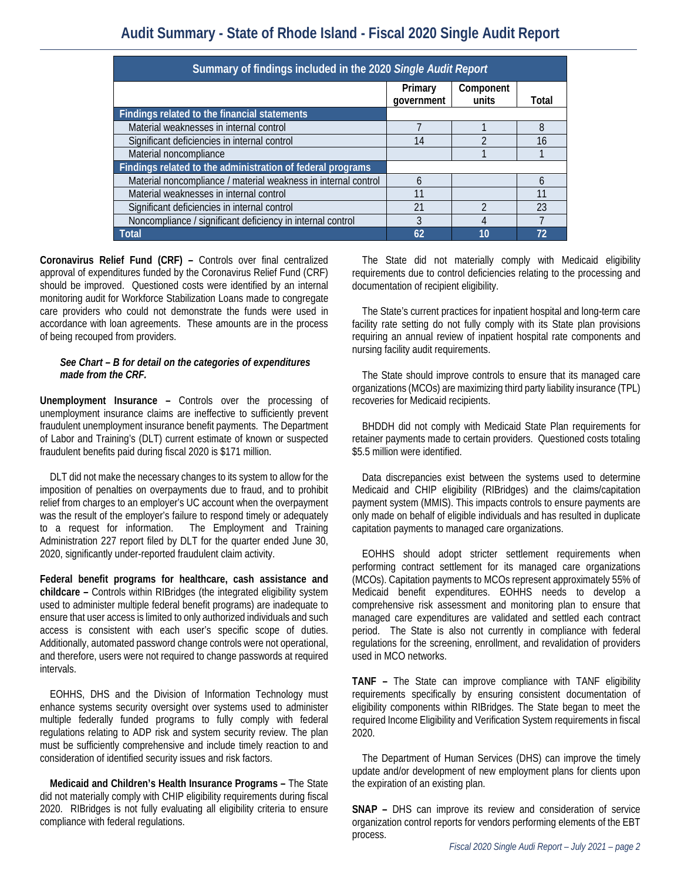# Audit Summary - State of Rhode Island - Fiscal 2020 Single Audit Report

| Summary of findings included in the 2020 *Single Audit Report* | | | |
|---|---|---|---|
| | Primary government | Component units | Total |
| **Findings related to the financial statements** | | | |
| Material weaknesses in internal control | 7 | 1 | 8 |
| Significant deficiencies in internal control | 14 | 2 | 16 |
| Material noncompliance | | 1 | 1 |
| **Findings related to the administration of federal programs** | | | |
| Material noncompliance / material weakness in internal control | 6 | | 6 |
| Material weaknesses in internal control | 11 | | 11 |
| Significant deficiencies in internal control | 21 | 2 | 23 |
| Noncompliance / significant deficiency in internal control | 3 | 4 | 7 |
| **Total** | **62** | **10** | **72** |

**Coronavirus Relief Fund (CRF) –** Controls over final centralized approval of expenditures funded by the Coronavirus Relief Fund (CRF) should be improved. Questioned costs were identified by an internal monitoring audit for Workforce Stabilization Loans made to congregate care providers who could not demonstrate the funds were used in accordance with loan agreements. These amounts are in the process of being recouped from providers.

***See Chart – B for detail on the categories of expenditures made from the CRF.***

**Unemployment Insurance –** Controls over the processing of unemployment insurance claims are ineffective to sufficiently prevent fraudulent unemployment insurance benefit payments. The Department of Labor and Training's (DLT) current estimate of known or suspected fraudulent benefits paid during fiscal 2020 is $171 million.

DLT did not make the necessary changes to its system to allow for the imposition of penalties on overpayments due to fraud, and to prohibit relief from charges to an employer's UC account when the overpayment was the result of the employer's failure to respond timely or adequately to a request for information. The Employment and Training Administration 227 report filed by DLT for the quarter ended June 30, 2020, significantly under-reported fraudulent claim activity.

**Federal benefit programs for healthcare, cash assistance and childcare –** Controls within RIBridges (the integrated eligibility system used to administer multiple federal benefit programs) are inadequate to ensure that user access is limited to only authorized individuals and such access is consistent with each user's specific scope of duties. Additionally, automated password change controls were not operational, and therefore, users were not required to change passwords at required intervals.

EOHHS, DHS and the Division of Information Technology must enhance systems security oversight over systems used to administer multiple federally funded programs to fully comply with federal regulations relating to ADP risk and system security review. The plan must be sufficiently comprehensive and include timely reaction to and consideration of identified security issues and risk factors.

**Medicaid and Children's Health Insurance Programs –** The State did not materially comply with CHIP eligibility requirements during fiscal 2020. RIBridges is not fully evaluating all eligibility criteria to ensure compliance with federal regulations.

The State did not materially comply with Medicaid eligibility requirements due to control deficiencies relating to the processing and documentation of recipient eligibility.

The State's current practices for inpatient hospital and long-term care facility rate setting do not fully comply with its State plan provisions requiring an annual review of inpatient hospital rate components and nursing facility audit requirements.

The State should improve controls to ensure that its managed care organizations (MCOs) are maximizing third party liability insurance (TPL) recoveries for Medicaid recipients.

BHDDH did not comply with Medicaid State Plan requirements for retainer payments made to certain providers. Questioned costs totaling $5.5 million were identified.

Data discrepancies exist between the systems used to determine Medicaid and CHIP eligibility (RIBridges) and the claims/capitation payment system (MMIS). This impacts controls to ensure payments are only made on behalf of eligible individuals and has resulted in duplicate capitation payments to managed care organizations.

EOHHS should adopt stricter settlement requirements when performing contract settlement for its managed care organizations (MCOs). Capitation payments to MCOs represent approximately 55% of Medicaid benefit expenditures. EOHHS needs to develop a comprehensive risk assessment and monitoring plan to ensure that managed care expenditures are validated and settled each contract period. The State is also not currently in compliance with federal regulations for the screening, enrollment, and revalidation of providers used in MCO networks.

**TANF –** The State can improve compliance with TANF eligibility requirements specifically by ensuring consistent documentation of eligibility components within RIBridges. The State began to meet the required Income Eligibility and Verification System requirements in fiscal 2020.

The Department of Human Services (DHS) can improve the timely update and/or development of new employment plans for clients upon the expiration of an existing plan.

**SNAP –** DHS can improve its review and consideration of service organization control reports for vendors performing elements of the EBT process.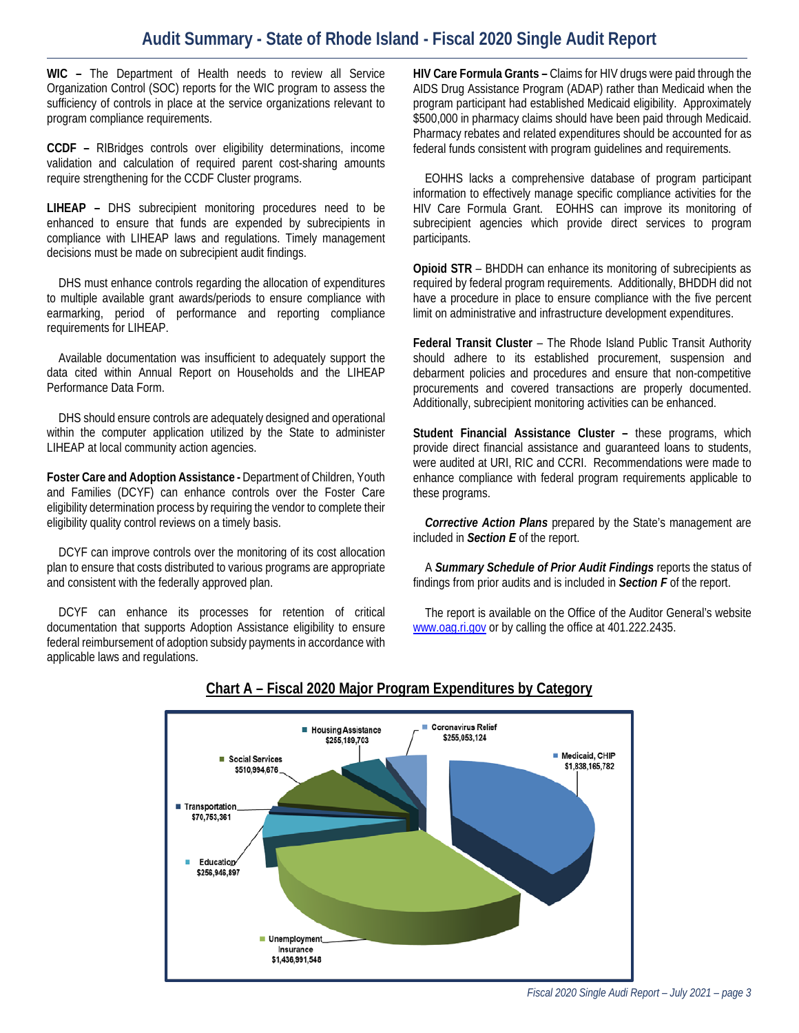**WIC –** The Department of Health needs to review all Service Organization Control (SOC) reports for the WIC program to assess the sufficiency of controls in place at the service organizations relevant to program compliance requirements.

**CCDF –** RIBridges controls over eligibility determinations, income validation and calculation of required parent cost-sharing amounts require strengthening for the CCDF Cluster programs.

**LIHEAP –** DHS subrecipient monitoring procedures need to be enhanced to ensure that funds are expended by subrecipients in compliance with LIHEAP laws and regulations. Timely management decisions must be made on subrecipient audit findings.

DHS must enhance controls regarding the allocation of expenditures to multiple available grant awards/periods to ensure compliance with earmarking, period of performance and reporting compliance requirements for LIHEAP.

Available documentation was insufficient to adequately support the data cited within Annual Report on Households and the LIHEAP Performance Data Form.

DHS should ensure controls are adequately designed and operational within the computer application utilized by the State to administer LIHEAP at local community action agencies.

**Foster Care and Adoption Assistance -** Department of Children, Youth and Families (DCYF) can enhance controls over the Foster Care eligibility determination process by requiring the vendor to complete their eligibility quality control reviews on a timely basis.

DCYF can improve controls over the monitoring of its cost allocation plan to ensure that costs distributed to various programs are appropriate and consistent with the federally approved plan.

DCYF can enhance its processes for retention of critical documentation that supports Adoption Assistance eligibility to ensure federal reimbursement of adoption subsidy payments in accordance with applicable laws and regulations.

**HIV Care Formula Grants –** Claims for HIV drugs were paid through the AIDS Drug Assistance Program (ADAP) rather than Medicaid when the program participant had established Medicaid eligibility. Approximately $500,000 in pharmacy claims should have been paid through Medicaid. Pharmacy rebates and related expenditures should be accounted for as federal funds consistent with program guidelines and requirements.

EOHHS lacks a comprehensive database of program participant information to effectively manage specific compliance activities for the HIV Care Formula Grant. EOHHS can improve its monitoring of subrecipient agencies which provide direct services to program participants.

**Opioid STR** – BHDDH can enhance its monitoring of subrecipients as required by federal program requirements. Additionally, BHDDH did not have a procedure in place to ensure compliance with the five percent limit on administrative and infrastructure development expenditures.

**Federal Transit Cluster** – The Rhode Island Public Transit Authority should adhere to its established procurement, suspension and debarment policies and procedures and ensure that non-competitive procurements and covered transactions are properly documented. Additionally, subrecipient monitoring activities can be enhanced.

**Student Financial Assistance Cluster –** these programs, which provide direct financial assistance and guaranteed loans to students, were audited at URI, RIC and CCRI. Recommendations were made to enhance compliance with federal program requirements applicable to these programs.

***Corrective Action Plans*** prepared by the State's management are included in ***Section E*** of the report.

A ***Summary Schedule of Prior Audit Findings*** reports the status of findings from prior audits and is included in ***Section F*** of the report.

The report is available on the Office of the Auditor General's website www.oag.ri.gov or by calling the office at 401.222.2435.

## Chart A – Fiscal 2020 Major Program Expenditures by Category

| Category | Expenditures |
|---|---|
| Medicaid, CHIP | $1,838,165,782 |
| Unemployment Insurance | $1,436,991,548 |
| Education | $256,946,897 |
| Transportation | $70,753,361 |
| Social Services | $510,994,676 |
| Housing Assistance | $255,189,703 |
| Coronavirus Relief | $255,053,124 |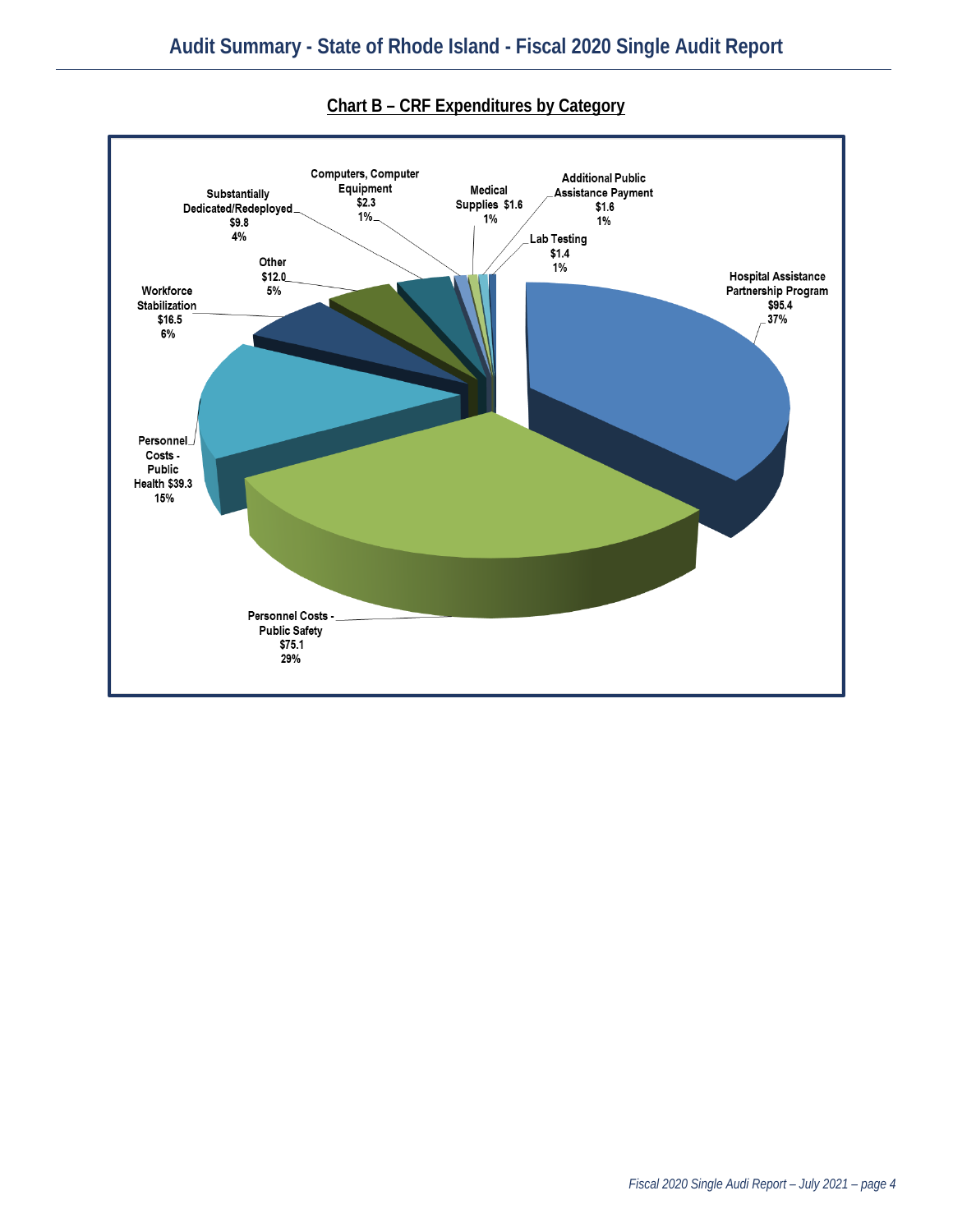**Chart B – CRF Expenditures by Category**

Computers, Computer Equipment $2.3 1%

Medical Supplies $1.6 1%

Additional Public Assistance Payment $1.6 1%

Substantially Dedicated/Redeployed $9.8 4%

Lab Testing $1.4 1%

Other $12.0 5%

Hospital Assistance Partnership Program $95.4 37%

Workforce Stabilization $16.5 6%

Personnel Costs - Public Health $39.3 15%

Personnel Costs - Public Safety $75.1 29%